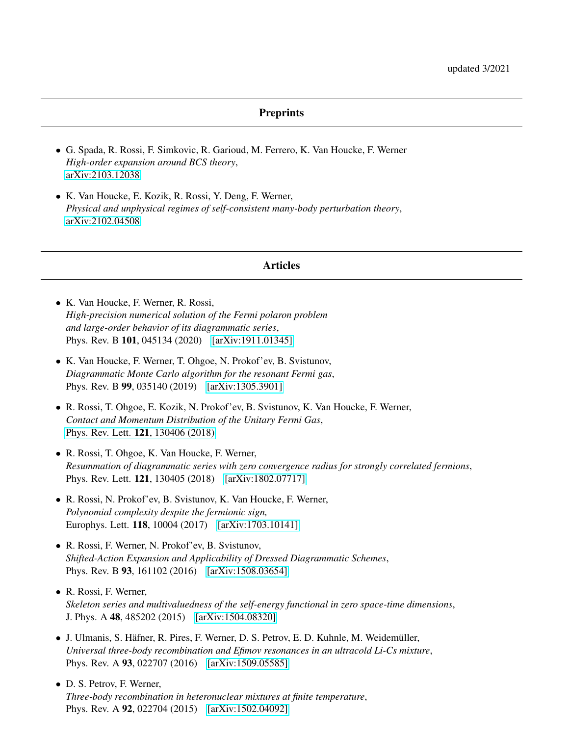updated 3/2021

## Preprints

- G. Spada, R. Rossi, F. Simkovic, R. Garioud, M. Ferrero, K. Van Houcke, F. Werner
  *High-order expansion around BCS theory*,
  arXiv:2103.12038

- K. Van Houcke, E. Kozik, R. Rossi, Y. Deng, F. Werner,
  *Physical and unphysical regimes of self-consistent many-body perturbation theory*,
  arXiv:2102.04508

## Articles

- K. Van Houcke, F. Werner, R. Rossi,
  *High-precision numerical solution of the Fermi polaron problem and large-order behavior of its diagrammatic series*,
  Phys. Rev. B **101**, 045134 (2020) [arXiv:1911.01345]

- K. Van Houcke, F. Werner, T. Ohgoe, N. Prokof'ev, B. Svistunov,
  *Diagrammatic Monte Carlo algorithm for the resonant Fermi gas*,
  Phys. Rev. B **99**, 035140 (2019) [arXiv:1305.3901]

- R. Rossi, T. Ohgoe, E. Kozik, N. Prokof'ev, B. Svistunov, K. Van Houcke, F. Werner,
  *Contact and Momentum Distribution of the Unitary Fermi Gas*,
  Phys. Rev. Lett. **121**, 130406 (2018)

- R. Rossi, T. Ohgoe, K. Van Houcke, F. Werner,
  *Resummation of diagrammatic series with zero convergence radius for strongly correlated fermions*,
  Phys. Rev. Lett. **121**, 130405 (2018) [arXiv:1802.07717]

- R. Rossi, N. Prokof'ev, B. Svistunov, K. Van Houcke, F. Werner,
  *Polynomial complexity despite the fermionic sign,*
  Europhys. Lett. **118**, 10004 (2017) [arXiv:1703.10141]

- R. Rossi, F. Werner, N. Prokof'ev, B. Svistunov,
  *Shifted-Action Expansion and Applicability of Dressed Diagrammatic Schemes*,
  Phys. Rev. B **93**, 161102 (2016) [arXiv:1508.03654]

- R. Rossi, F. Werner,
  *Skeleton series and multivaluedness of the self-energy functional in zero space-time dimensions*,
  J. Phys. A **48**, 485202 (2015) [arXiv:1504.08320]

- J. Ulmanis, S. Häfner, R. Pires, F. Werner, D. S. Petrov, E. D. Kuhnle, M. Weidemüller,
  *Universal three-body recombination and Efimov resonances in an ultracold Li-Cs mixture*,
  Phys. Rev. A **93**, 022707 (2016) [arXiv:1509.05585]

- D. S. Petrov, F. Werner,
  *Three-body recombination in heteronuclear mixtures at finite temperature*,
  Phys. Rev. A **92**, 022704 (2015) [arXiv:1502.04092]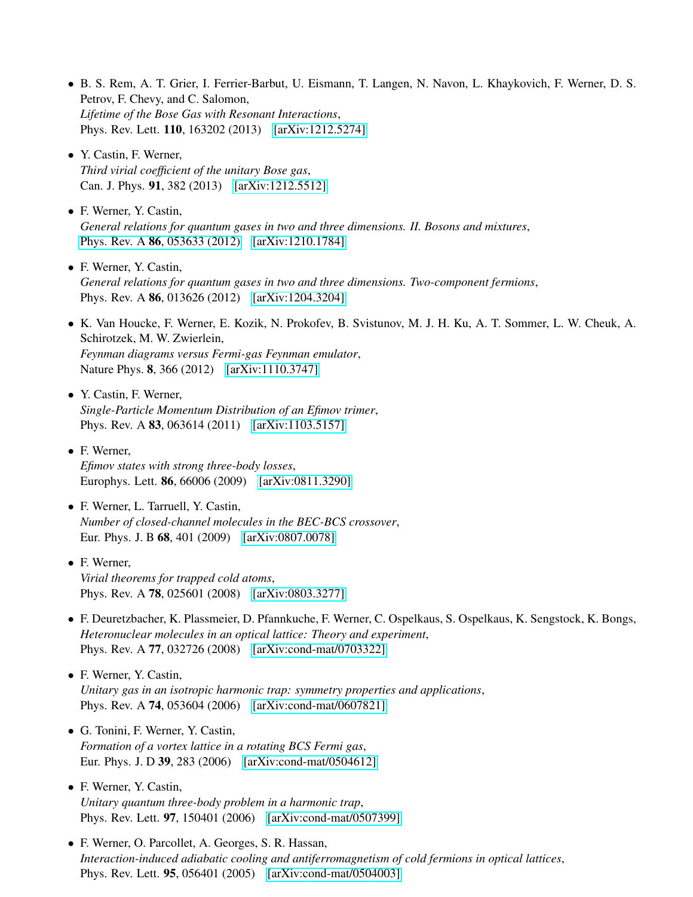- B. S. Rem, A. T. Grier, I. Ferrier-Barbut, U. Eismann, T. Langen, N. Navon, L. Khaykovich, F. Werner, D. S. Petrov, F. Chevy, and C. Salomon,
  *Lifetime of the Bose Gas with Resonant Interactions*,
  Phys. Rev. Lett. **110**, 163202 (2013) [arXiv:1212.5274]

- Y. Castin, F. Werner,
  *Third virial coefficient of the unitary Bose gas*,
  Can. J. Phys. **91**, 382 (2013) [arXiv:1212.5512]

- F. Werner, Y. Castin,
  *General relations for quantum gases in two and three dimensions. II. Bosons and mixtures*,
  Phys. Rev. A **86**, 053633 (2012) [arXiv:1210.1784]

- F. Werner, Y. Castin,
  *General relations for quantum gases in two and three dimensions. Two-component fermions*,
  Phys. Rev. A **86**, 013626 (2012) [arXiv:1204.3204]

- K. Van Houcke, F. Werner, E. Kozik, N. Prokofev, B. Svistunov, M. J. H. Ku, A. T. Sommer, L. W. Cheuk, A. Schirotzek, M. W. Zwierlein,
  *Feynman diagrams versus Fermi-gas Feynman emulator*,
  Nature Phys. **8**, 366 (2012) [arXiv:1110.3747]

- Y. Castin, F. Werner,
  *Single-Particle Momentum Distribution of an Efimov trimer*,
  Phys. Rev. A **83**, 063614 (2011) [arXiv:1103.5157]

- F. Werner,
  *Efimov states with strong three-body losses*,
  Europhys. Lett. **86**, 66006 (2009) [arXiv:0811.3290]

- F. Werner, L. Tarruell, Y. Castin,
  *Number of closed-channel molecules in the BEC-BCS crossover*,
  Eur. Phys. J. B **68**, 401 (2009) [arXiv:0807.0078]

- F. Werner,
  *Virial theorems for trapped cold atoms*,
  Phys. Rev. A **78**, 025601 (2008) [arXiv:0803.3277]

- F. Deuretzbacher, K. Plassmeier, D. Pfannkuche, F. Werner, C. Ospelkaus, S. Ospelkaus, K. Sengstock, K. Bongs,
  *Heteronuclear molecules in an optical lattice: Theory and experiment*,
  Phys. Rev. A **77**, 032726 (2008) [arXiv:cond-mat/0703322]

- F. Werner, Y. Castin,
  *Unitary gas in an isotropic harmonic trap: symmetry properties and applications*,
  Phys. Rev. A **74**, 053604 (2006) [arXiv:cond-mat/0607821]

- G. Tonini, F. Werner, Y. Castin,
  *Formation of a vortex lattice in a rotating BCS Fermi gas*,
  Eur. Phys. J. D **39**, 283 (2006) [arXiv:cond-mat/0504612]

- F. Werner, Y. Castin,
  *Unitary quantum three-body problem in a harmonic trap*,
  Phys. Rev. Lett. **97**, 150401 (2006) [arXiv:cond-mat/0507399]

- F. Werner, O. Parcollet, A. Georges, S. R. Hassan,
  *Interaction-induced adiabatic cooling and antiferromagnetism of cold fermions in optical lattices*,
  Phys. Rev. Lett. **95**, 056401 (2005) [arXiv:cond-mat/0504003]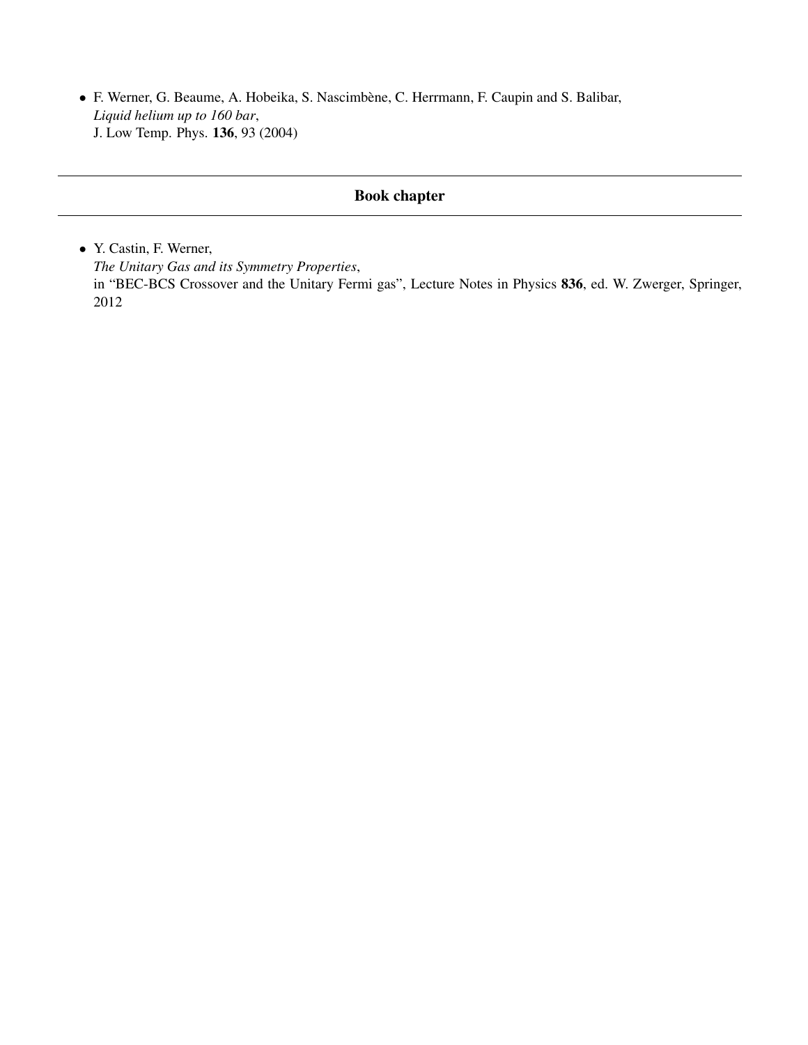- F. Werner, G. Beaume, A. Hobeika, S. Nascimbène, C. Herrmann, F. Caupin and S. Balibar,
  *Liquid helium up to 160 bar*,
  J. Low Temp. Phys. **136**, 93 (2004)

## Book chapter

- Y. Castin, F. Werner,
  *The Unitary Gas and its Symmetry Properties*,
  in "BEC-BCS Crossover and the Unitary Fermi gas", Lecture Notes in Physics **836**, ed. W. Zwerger, Springer, 2012